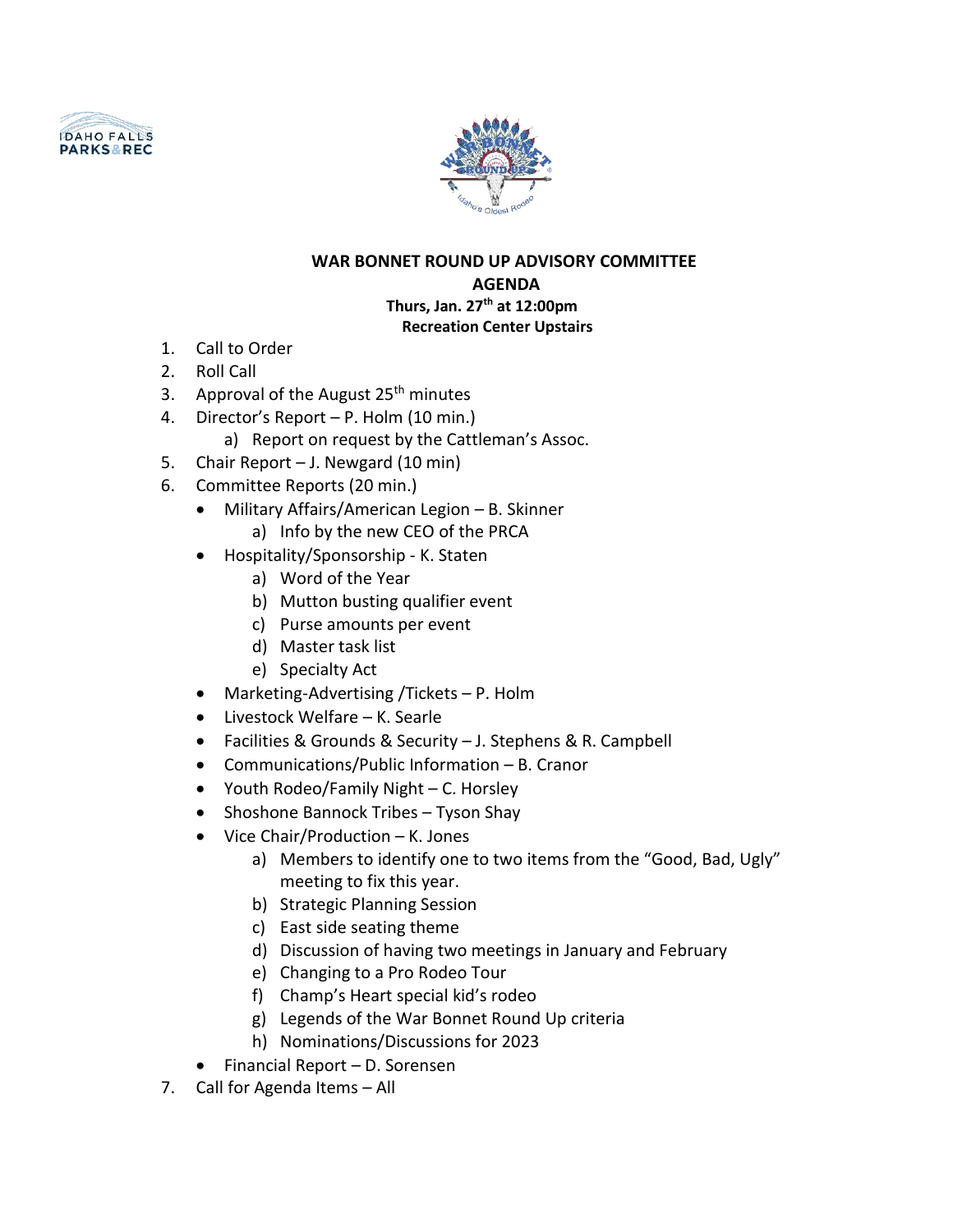# WAR BONNET ROUND UP ADVISORY COMMITTEE

## AGENDA

**Thurs, Jan. 27th at 12:00pm**

**Recreation Center Upstairs**

1. Call to Order
2. Roll Call
3. Approval of the August 25th minutes
4. Director's Report – P. Holm (10 min.)
   a) Report on request by the Cattleman's Assoc.
5. Chair Report – J. Newgard (10 min)
6. Committee Reports (20 min.)
   - Military Affairs/American Legion – B. Skinner
     a) Info by the new CEO of the PRCA
   - Hospitality/Sponsorship - K. Staten
     a) Word of the Year
     b) Mutton busting qualifier event
     c) Purse amounts per event
     d) Master task list
     e) Specialty Act
   - Marketing-Advertising /Tickets – P. Holm
   - Livestock Welfare – K. Searle
   - Facilities & Grounds & Security – J. Stephens & R. Campbell
   - Communications/Public Information – B. Cranor
   - Youth Rodeo/Family Night – C. Horsley
   - Shoshone Bannock Tribes – Tyson Shay
   - Vice Chair/Production – K. Jones
     a) Members to identify one to two items from the "Good, Bad, Ugly" meeting to fix this year.
     b) Strategic Planning Session
     c) East side seating theme
     d) Discussion of having two meetings in January and February
     e) Changing to a Pro Rodeo Tour
     f) Champ's Heart special kid's rodeo
     g) Legends of the War Bonnet Round Up criteria
     h) Nominations/Discussions for 2023
   - Financial Report – D. Sorensen
7. Call for Agenda Items – All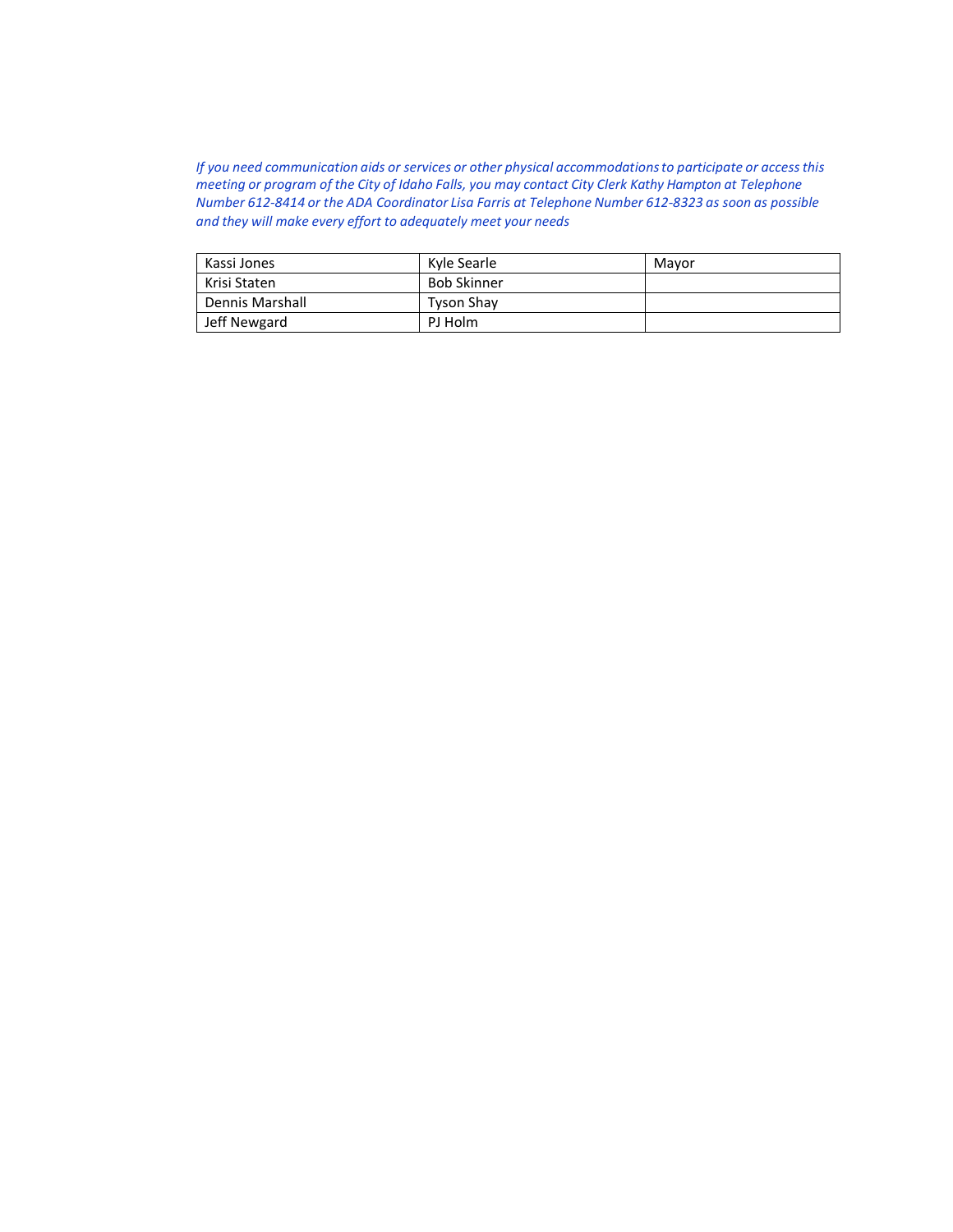*If you need communication aids or services or other physical accommodations to participate or access this meeting or program of the City of Idaho Falls, you may contact City Clerk Kathy Hampton at Telephone Number 612-8414 or the ADA Coordinator Lisa Farris at Telephone Number 612-8323 as soon as possible and they will make every effort to adequately meet your needs*

| | | |
|---|---|---|
| Kassi Jones | Kyle Searle | Mayor |
| Krisi Staten | Bob Skinner | |
| Dennis Marshall | Tyson Shay | |
| Jeff Newgard | PJ Holm | |